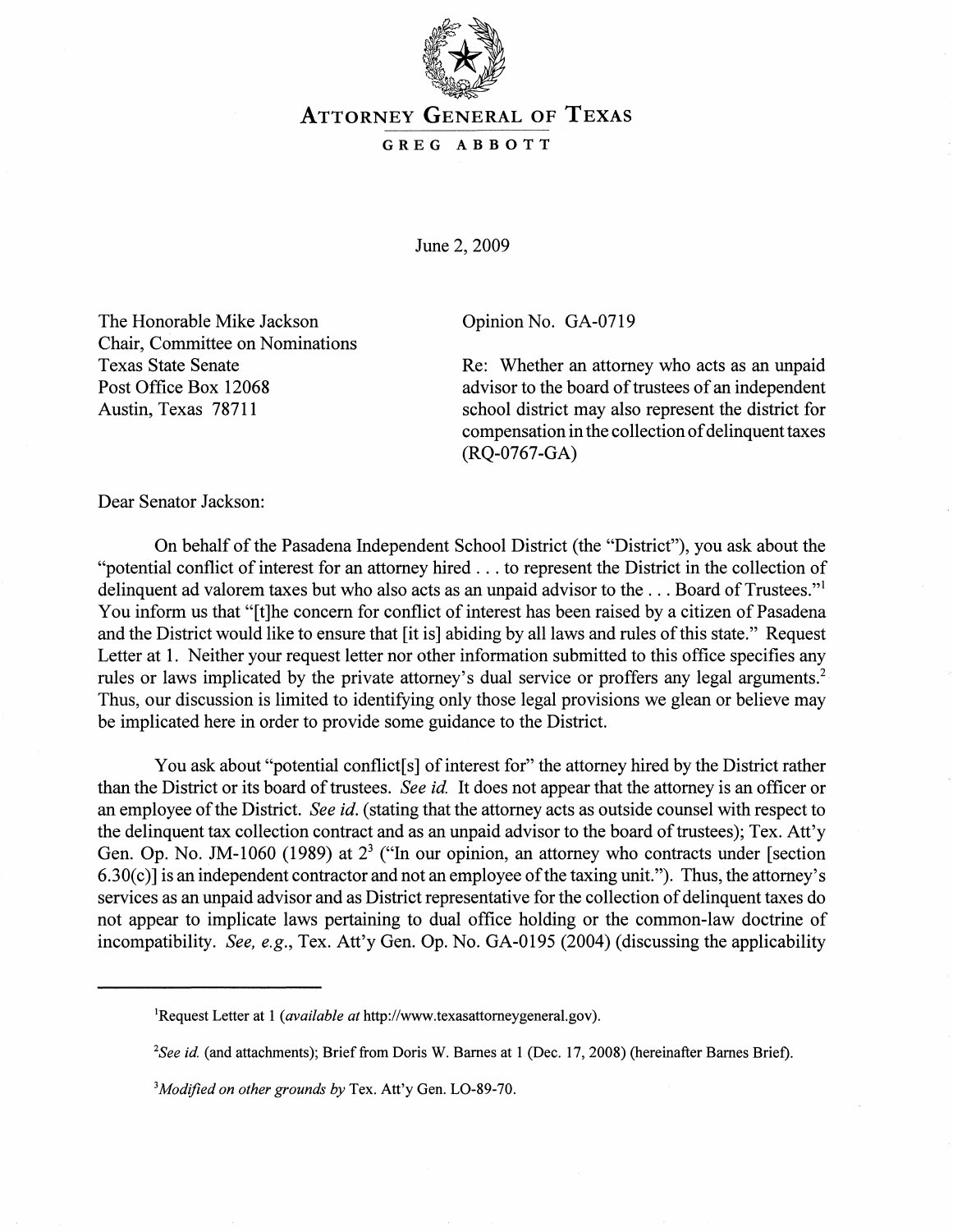# ATTORNEY GENERAL OF TEXAS

**GREG ABBOTT**

June 2, 2009

The Honorable Mike Jackson
Chair, Committee on Nominations
Texas State Senate
Post Office Box 12068
Austin, Texas 78711

Opinion No. GA-0719

Re: Whether an attorney who acts as an unpaid advisor to the board of trustees of an independent school district may also represent the district for compensation in the collection of delinquent taxes (RQ-0767-GA)

Dear Senator Jackson:

On behalf of the Pasadena Independent School District (the "District"), you ask about the "potential conflict of interest for an attorney hired . . . to represent the District in the collection of delinquent ad valorem taxes but who also acts as an unpaid advisor to the . . . Board of Trustees."[1] You inform us that "[t]he concern for conflict of interest has been raised by a citizen of Pasadena and the District would like to ensure that [it is] abiding by all laws and rules of this state." Request Letter at 1. Neither your request letter nor other information submitted to this office specifies any rules or laws implicated by the private attorney's dual service or proffers any legal arguments.[2] Thus, our discussion is limited to identifying only those legal provisions we glean or believe may be implicated here in order to provide some guidance to the District.

You ask about "potential conflict[s] of interest for" the attorney hired by the District rather than the District or its board of trustees. *See id.* It does not appear that the attorney is an officer or an employee of the District. *See id.* (stating that the attorney acts as outside counsel with respect to the delinquent tax collection contract and as an unpaid advisor to the board of trustees); Tex. Att'y Gen. Op. No. JM-1060 (1989) at 2[3] ("In our opinion, an attorney who contracts under [section 6.30(c)] is an independent contractor and not an employee of the taxing unit."). Thus, the attorney's services as an unpaid advisor and as District representative for the collection of delinquent taxes do not appear to implicate laws pertaining to dual office holding or the common-law doctrine of incompatibility. *See, e.g.*, Tex. Att'y Gen. Op. No. GA-0195 (2004) (discussing the applicability

---

[1]Request Letter at 1 (*available at* http://www.texasattorneygeneral.gov).

[2]*See id.* (and attachments); Brief from Doris W. Barnes at 1 (Dec. 17, 2008) (hereinafter Barnes Brief).

[3]*Modified on other grounds by* Tex. Att'y Gen. LO-89-70.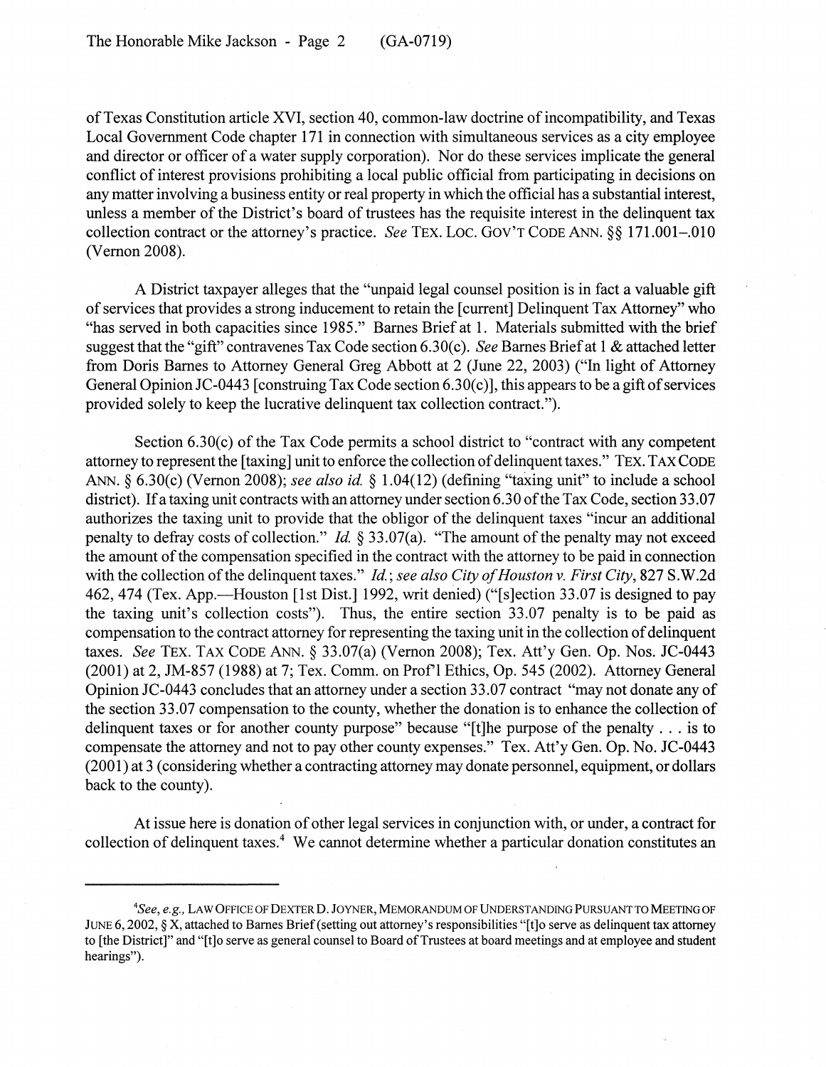of Texas Constitution article XVI, section 40, common-law doctrine of incompatibility, and Texas Local Government Code chapter 171 in connection with simultaneous services as a city employee and director or officer of a water supply corporation). Nor do these services implicate the general conflict of interest provisions prohibiting a local public official from participating in decisions on any matter involving a business entity or real property in which the official has a substantial interest, unless a member of the District's board of trustees has the requisite interest in the delinquent tax collection contract or the attorney's practice. *See* TEX. LOC. GOV'T CODE ANN. §§ 171.001–.010 (Vernon 2008).

A District taxpayer alleges that the "unpaid legal counsel position is in fact a valuable gift of services that provides a strong inducement to retain the [current] Delinquent Tax Attorney" who "has served in both capacities since 1985." Barnes Brief at 1. Materials submitted with the brief suggest that the "gift" contravenes Tax Code section 6.30(c). *See* Barnes Brief at 1 & attached letter from Doris Barnes to Attorney General Greg Abbott at 2 (June 22, 2003) ("In light of Attorney General Opinion JC-0443 [construing Tax Code section 6.30(c)], this appears to be a gift of services provided solely to keep the lucrative delinquent tax collection contract.").

Section 6.30(c) of the Tax Code permits a school district to "contract with any competent attorney to represent the [taxing] unit to enforce the collection of delinquent taxes." TEX. TAX CODE ANN. § 6.30(c) (Vernon 2008); *see also id.* § 1.04(12) (defining "taxing unit" to include a school district). If a taxing unit contracts with an attorney under section 6.30 of the Tax Code, section 33.07 authorizes the taxing unit to provide that the obligor of the delinquent taxes "incur an additional penalty to defray costs of collection." *Id.* § 33.07(a). "The amount of the penalty may not exceed the amount of the compensation specified in the contract with the attorney to be paid in connection with the collection of the delinquent taxes." *Id.*; *see also City of Houston v. First City*, 827 S.W.2d 462, 474 (Tex. App.—Houston [1st Dist.] 1992, writ denied) ("[s]ection 33.07 is designed to pay the taxing unit's collection costs"). Thus, the entire section 33.07 penalty is to be paid as compensation to the contract attorney for representing the taxing unit in the collection of delinquent taxes. *See* TEX. TAX CODE ANN. § 33.07(a) (Vernon 2008); Tex. Att'y Gen. Op. Nos. JC-0443 (2001) at 2, JM-857 (1988) at 7; Tex. Comm. on Prof'l Ethics, Op. 545 (2002). Attorney General Opinion JC-0443 concludes that an attorney under a section 33.07 contract "may not donate any of the section 33.07 compensation to the county, whether the donation is to enhance the collection of delinquent taxes or for another county purpose" because "[t]he purpose of the penalty . . . is to compensate the attorney and not to pay other county expenses." Tex. Att'y Gen. Op. No. JC-0443 (2001) at 3 (considering whether a contracting attorney may donate personnel, equipment, or dollars back to the county).

At issue here is donation of other legal services in conjunction with, or under, a contract for collection of delinquent taxes.[4] We cannot determine whether a particular donation constitutes an

---

[4] *See, e.g.,* LAW OFFICE OF DEXTER D. JOYNER, MEMORANDUM OF UNDERSTANDING PURSUANT TO MEETING OF JUNE 6, 2002, § X, attached to Barnes Brief (setting out attorney's responsibilities "[t]o serve as delinquent tax attorney to [the District]" and "[t]o serve as general counsel to Board of Trustees at board meetings and at employee and student hearings").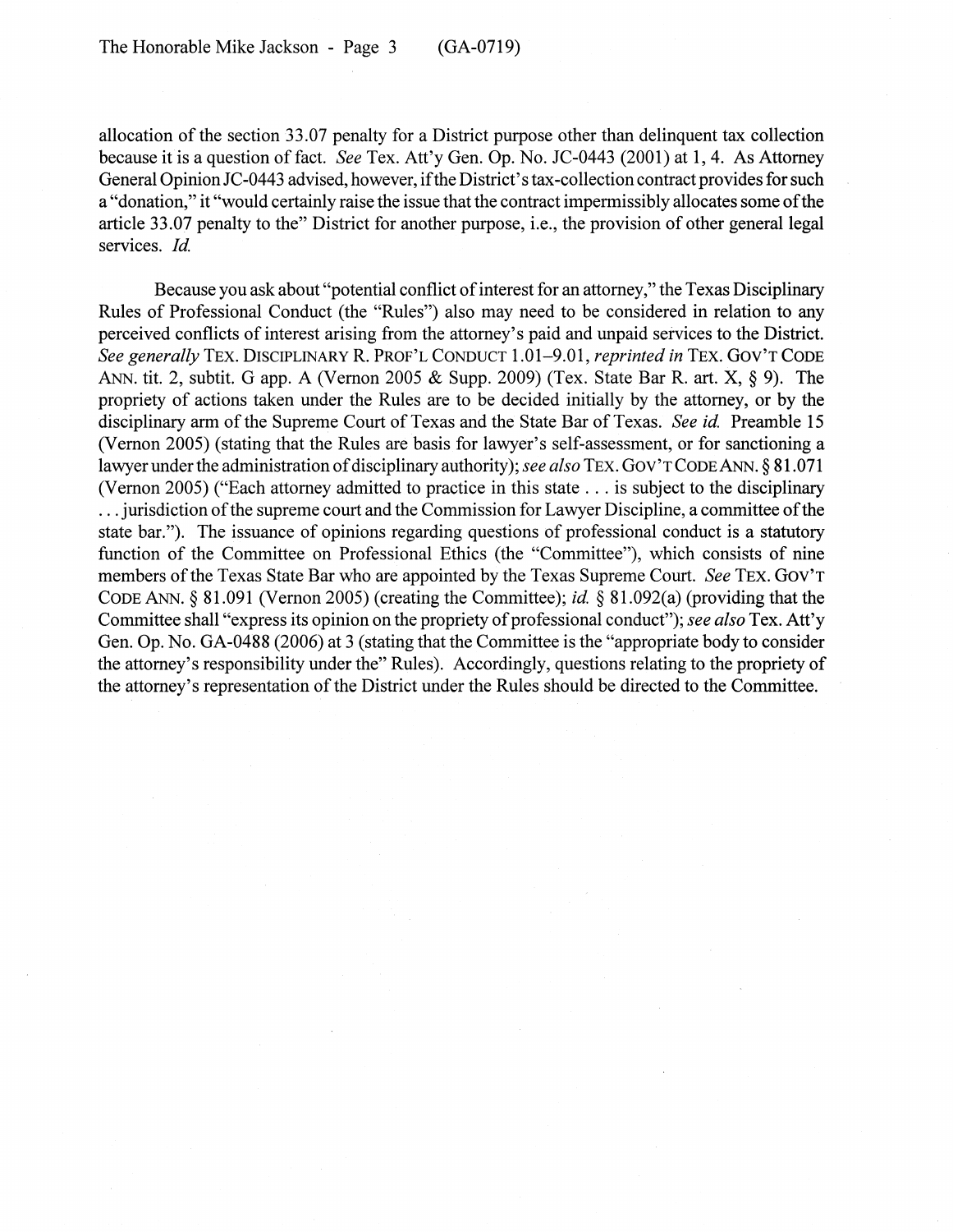allocation of the section 33.07 penalty for a District purpose other than delinquent tax collection because it is a question of fact. *See* Tex. Att'y Gen. Op. No. JC-0443 (2001) at 1, 4. As Attorney General Opinion JC-0443 advised, however, if the District's tax-collection contract provides for such a "donation," it "would certainly raise the issue that the contract impermissibly allocates some of the article 33.07 penalty to the" District for another purpose, i.e., the provision of other general legal services. *Id.*

Because you ask about "potential conflict of interest for an attorney," the Texas Disciplinary Rules of Professional Conduct (the "Rules") also may need to be considered in relation to any perceived conflicts of interest arising from the attorney's paid and unpaid services to the District. *See generally* TEX. DISCIPLINARY R. PROF'L CONDUCT 1.01–9.01, *reprinted in* TEX. GOV'T CODE ANN. tit. 2, subtit. G app. A (Vernon 2005 & Supp. 2009) (Tex. State Bar R. art. X, § 9). The propriety of actions taken under the Rules are to be decided initially by the attorney, or by the disciplinary arm of the Supreme Court of Texas and the State Bar of Texas. *See id.* Preamble 15 (Vernon 2005) (stating that the Rules are basis for lawyer's self-assessment, or for sanctioning a lawyer under the administration of disciplinary authority); *see also* TEX. GOV'T CODE ANN. § 81.071 (Vernon 2005) ("Each attorney admitted to practice in this state . . . is subject to the disciplinary . . . jurisdiction of the supreme court and the Commission for Lawyer Discipline, a committee of the state bar."). The issuance of opinions regarding questions of professional conduct is a statutory function of the Committee on Professional Ethics (the "Committee"), which consists of nine members of the Texas State Bar who are appointed by the Texas Supreme Court. *See* TEX. GOV'T CODE ANN. § 81.091 (Vernon 2005) (creating the Committee); *id.* § 81.092(a) (providing that the Committee shall "express its opinion on the propriety of professional conduct"); *see also* Tex. Att'y Gen. Op. No. GA-0488 (2006) at 3 (stating that the Committee is the "appropriate body to consider the attorney's responsibility under the" Rules). Accordingly, questions relating to the propriety of the attorney's representation of the District under the Rules should be directed to the Committee.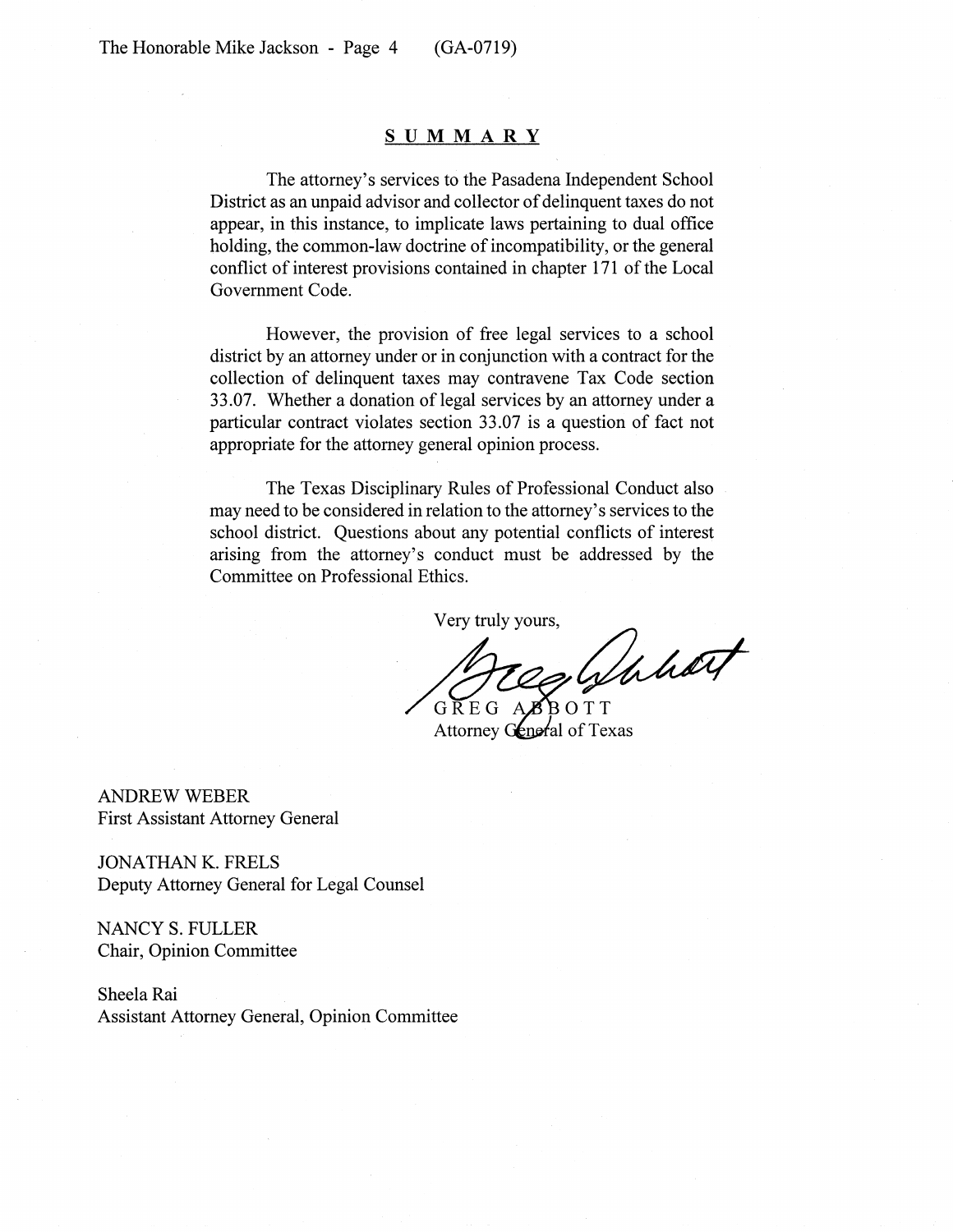## SUMMARY

The attorney's services to the Pasadena Independent School District as an unpaid advisor and collector of delinquent taxes do not appear, in this instance, to implicate laws pertaining to dual office holding, the common-law doctrine of incompatibility, or the general conflict of interest provisions contained in chapter 171 of the Local Government Code.

However, the provision of free legal services to a school district by an attorney under or in conjunction with a contract for the collection of delinquent taxes may contravene Tax Code section 33.07. Whether a donation of legal services by an attorney under a particular contract violates section 33.07 is a question of fact not appropriate for the attorney general opinion process.

The Texas Disciplinary Rules of Professional Conduct also may need to be considered in relation to the attorney's services to the school district. Questions about any potential conflicts of interest arising from the attorney's conduct must be addressed by the Committee on Professional Ethics.

Very truly yours,

GREG ABBOTT
Attorney General of Texas

ANDREW WEBER
First Assistant Attorney General

JONATHAN K. FRELS
Deputy Attorney General for Legal Counsel

NANCY S. FULLER
Chair, Opinion Committee

Sheela Rai
Assistant Attorney General, Opinion Committee